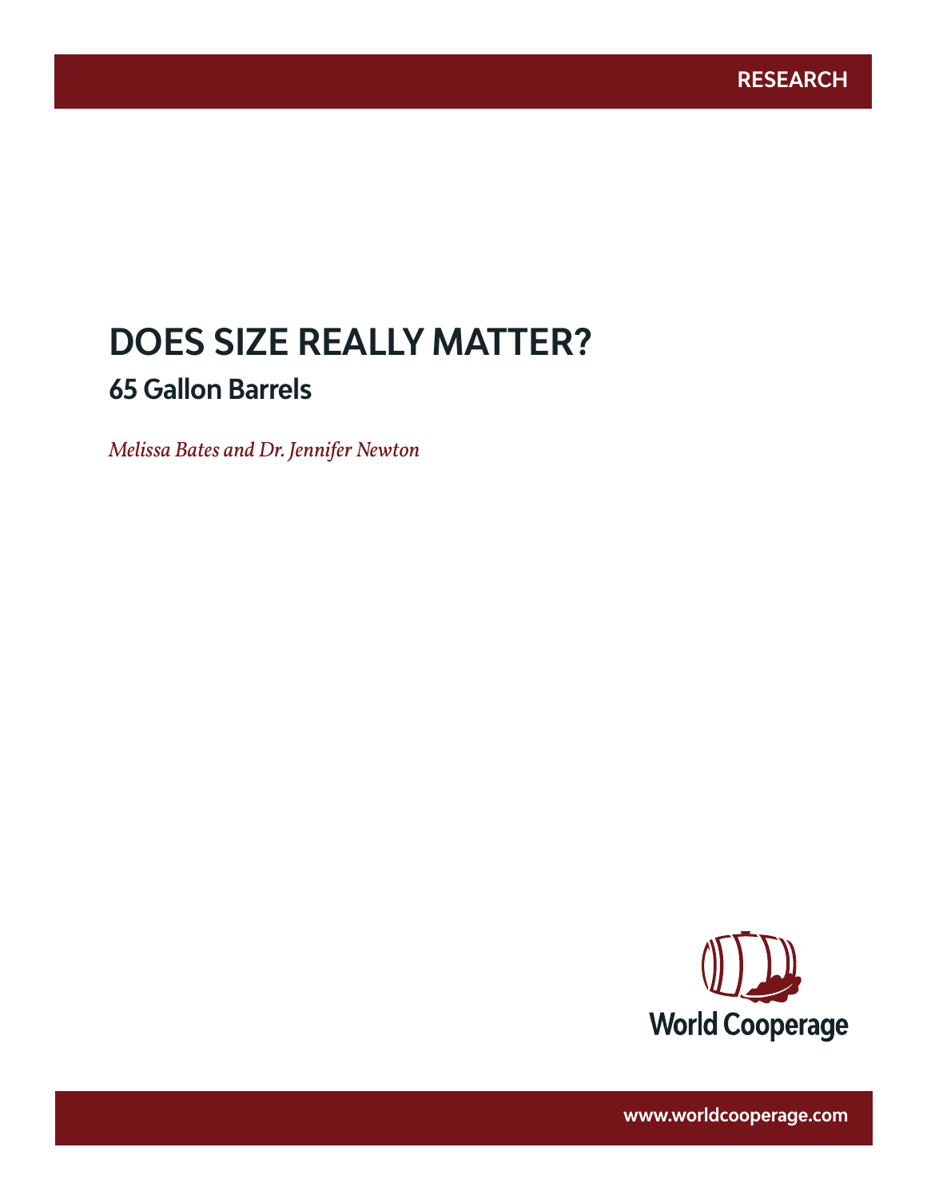RESEARCH

# DOES SIZE REALLY MATTER?

## 65 Gallon Barrels

*Melissa Bates and Dr. Jennifer Newton*

World Cooperage

www.worldcooperage.com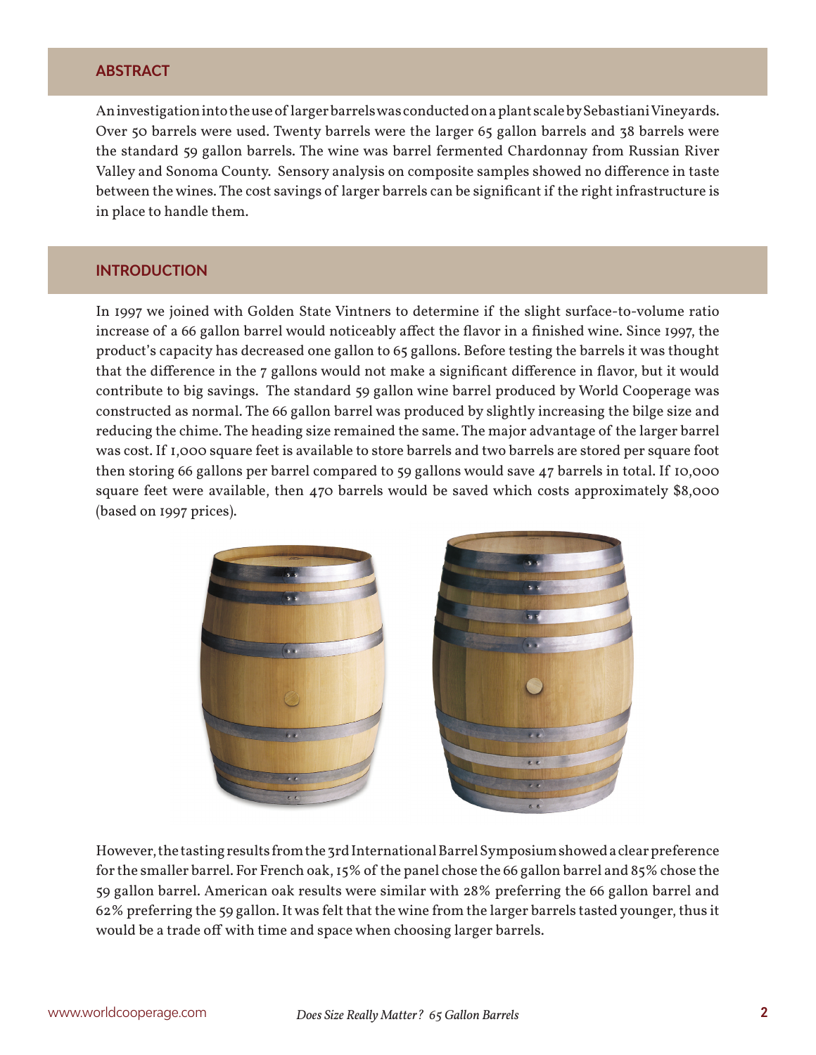## ABSTRACT

An investigation into the use of larger barrels was conducted on a plant scale by Sebastiani Vineyards. Over 50 barrels were used. Twenty barrels were the larger 65 gallon barrels and 38 barrels were the standard 59 gallon barrels. The wine was barrel fermented Chardonnay from Russian River Valley and Sonoma County. Sensory analysis on composite samples showed no difference in taste between the wines. The cost savings of larger barrels can be significant if the right infrastructure is in place to handle them.

## INTRODUCTION

In 1997 we joined with Golden State Vintners to determine if the slight surface-to-volume ratio increase of a 66 gallon barrel would noticeably affect the flavor in a finished wine. Since 1997, the product's capacity has decreased one gallon to 65 gallons. Before testing the barrels it was thought that the difference in the 7 gallons would not make a significant difference in flavor, but it would contribute to big savings. The standard 59 gallon wine barrel produced by World Cooperage was constructed as normal. The 66 gallon barrel was produced by slightly increasing the bilge size and reducing the chime. The heading size remained the same. The major advantage of the larger barrel was cost. If 1,000 square feet is available to store barrels and two barrels are stored per square foot then storing 66 gallons per barrel compared to 59 gallons would save 47 barrels in total. If 10,000 square feet were available, then 470 barrels would be saved which costs approximately $8,000 (based on 1997 prices).

However, the tasting results from the 3rd International Barrel Symposium showed a clear preference for the smaller barrel. For French oak, 15% of the panel chose the 66 gallon barrel and 85% chose the 59 gallon barrel. American oak results were similar with 28% preferring the 66 gallon barrel and 62% preferring the 59 gallon. It was felt that the wine from the larger barrels tasted younger, thus it would be a trade off with time and space when choosing larger barrels.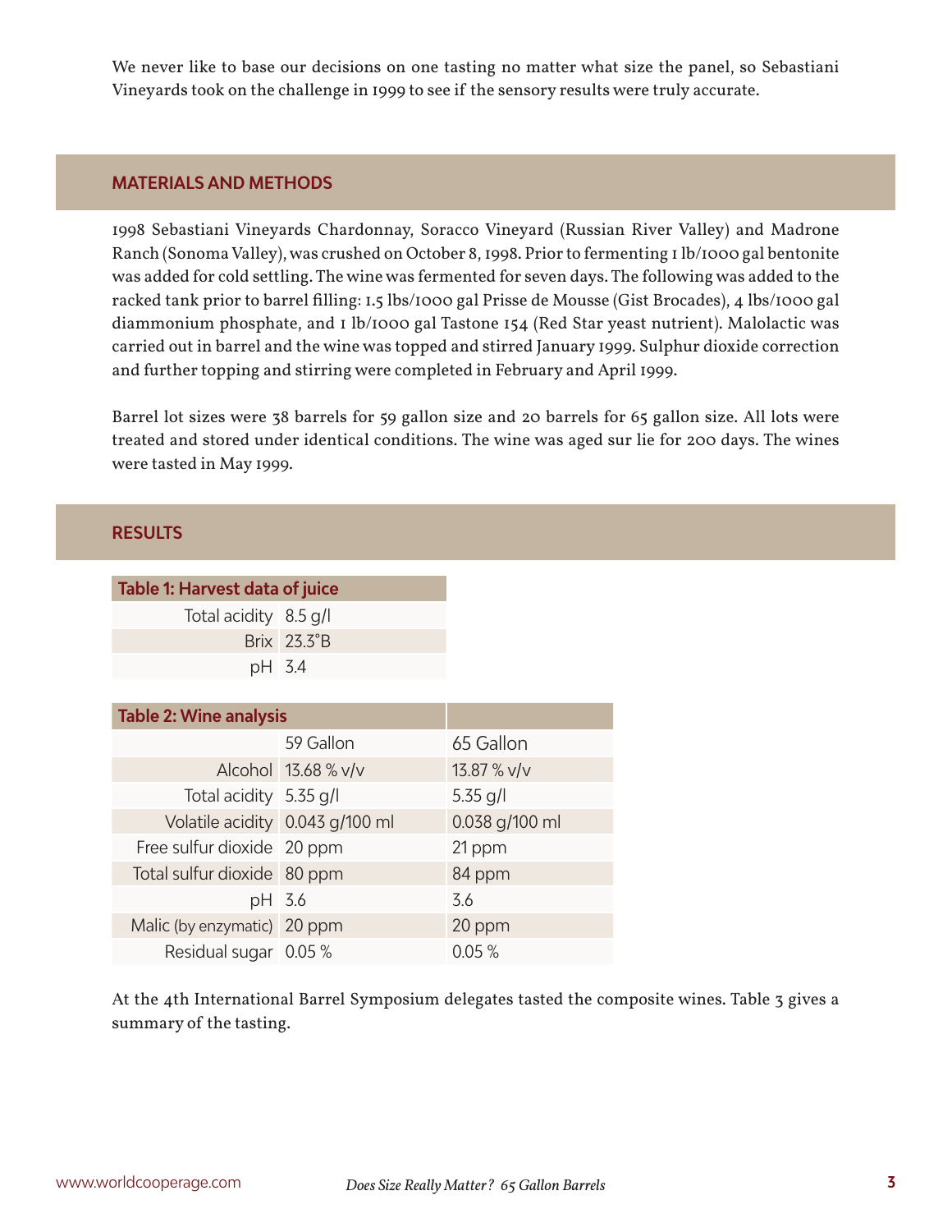We never like to base our decisions on one tasting no matter what size the panel, so Sebastiani Vineyards took on the challenge in 1999 to see if the sensory results were truly accurate.

## MATERIALS AND METHODS

1998 Sebastiani Vineyards Chardonnay, Soracco Vineyard (Russian River Valley) and Madrone Ranch (Sonoma Valley), was crushed on October 8, 1998. Prior to fermenting 1 lb/1000 gal bentonite was added for cold settling. The wine was fermented for seven days. The following was added to the racked tank prior to barrel filling: 1.5 lbs/1000 gal Prisse de Mousse (Gist Brocades), 4 lbs/1000 gal diammonium phosphate, and 1 lb/1000 gal Tastone 154 (Red Star yeast nutrient). Malolactic was carried out in barrel and the wine was topped and stirred January 1999. Sulphur dioxide correction and further topping and stirring were completed in February and April 1999.

Barrel lot sizes were 38 barrels for 59 gallon size and 20 barrels for 65 gallon size. All lots were treated and stored under identical conditions. The wine was aged sur lie for 200 days. The wines were tasted in May 1999.

## RESULTS

| Table 1: Harvest data of juice | |
|---|---|
| Total acidity | 8.5 g/l |
| Brix | 23.3°B |
| pH | 3.4 |

| Table 2: Wine analysis | | |
|---|---|---|
| | 59 Gallon | 65 Gallon |
| Alcohol | 13.68 % v/v | 13.87 % v/v |
| Total acidity | 5.35 g/l | 5.35 g/l |
| Volatile acidity | 0.043 g/100 ml | 0.038 g/100 ml |
| Free sulfur dioxide | 20 ppm | 21 ppm |
| Total sulfur dioxide | 80 ppm | 84 ppm |
| pH | 3.6 | 3.6 |
| Malic (by enzymatic) | 20 ppm | 20 ppm |
| Residual sugar | 0.05 % | 0.05 % |

At the 4th International Barrel Symposium delegates tasted the composite wines. Table 3 gives a summary of the tasting.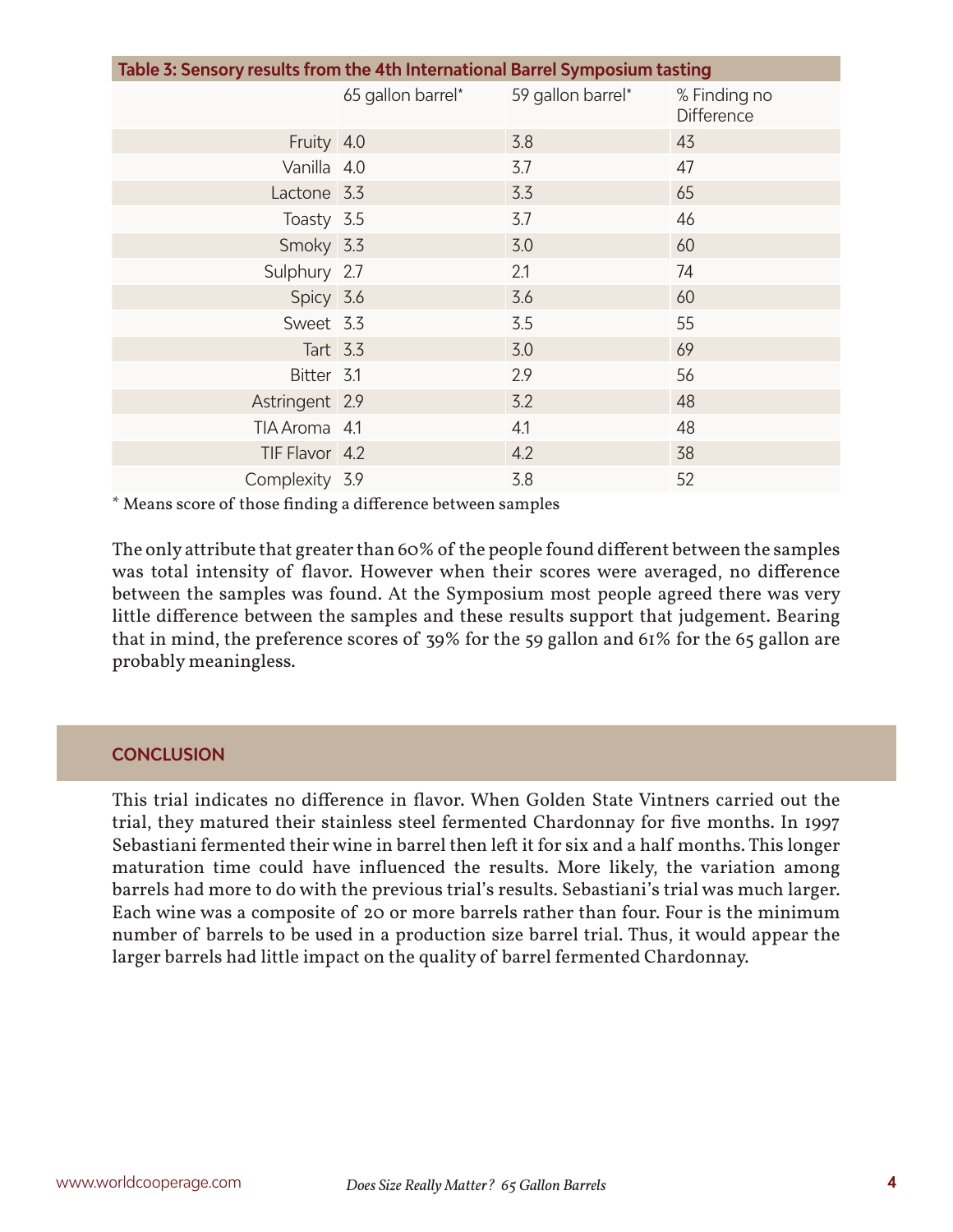**Table 3: Sensory results from the 4th International Barrel Symposium tasting**

| | 65 gallon barrel* | 59 gallon barrel* | % Finding no Difference |
|---|---|---|---|
| Fruity | 4.0 | 3.8 | 43 |
| Vanilla | 4.0 | 3.7 | 47 |
| Lactone | 3.3 | 3.3 | 65 |
| Toasty | 3.5 | 3.7 | 46 |
| Smoky | 3.3 | 3.0 | 60 |
| Sulphury | 2.7 | 2.1 | 74 |
| Spicy | 3.6 | 3.6 | 60 |
| Sweet | 3.3 | 3.5 | 55 |
| Tart | 3.3 | 3.0 | 69 |
| Bitter | 3.1 | 2.9 | 56 |
| Astringent | 2.9 | 3.2 | 48 |
| TIA Aroma | 4.1 | 4.1 | 48 |
| TIF Flavor | 4.2 | 4.2 | 38 |
| Complexity | 3.9 | 3.8 | 52 |

* Means score of those finding a difference between samples

The only attribute that greater than 60% of the people found different between the samples was total intensity of flavor. However when their scores were averaged, no difference between the samples was found. At the Symposium most people agreed there was very little difference between the samples and these results support that judgement. Bearing that in mind, the preference scores of 39% for the 59 gallon and 61% for the 65 gallon are probably meaningless.

## CONCLUSION

This trial indicates no difference in flavor. When Golden State Vintners carried out the trial, they matured their stainless steel fermented Chardonnay for five months. In 1997 Sebastiani fermented their wine in barrel then left it for six and a half months. This longer maturation time could have influenced the results. More likely, the variation among barrels had more to do with the previous trial's results. Sebastiani's trial was much larger. Each wine was a composite of 20 or more barrels rather than four. Four is the minimum number of barrels to be used in a production size barrel trial. Thus, it would appear the larger barrels had little impact on the quality of barrel fermented Chardonnay.